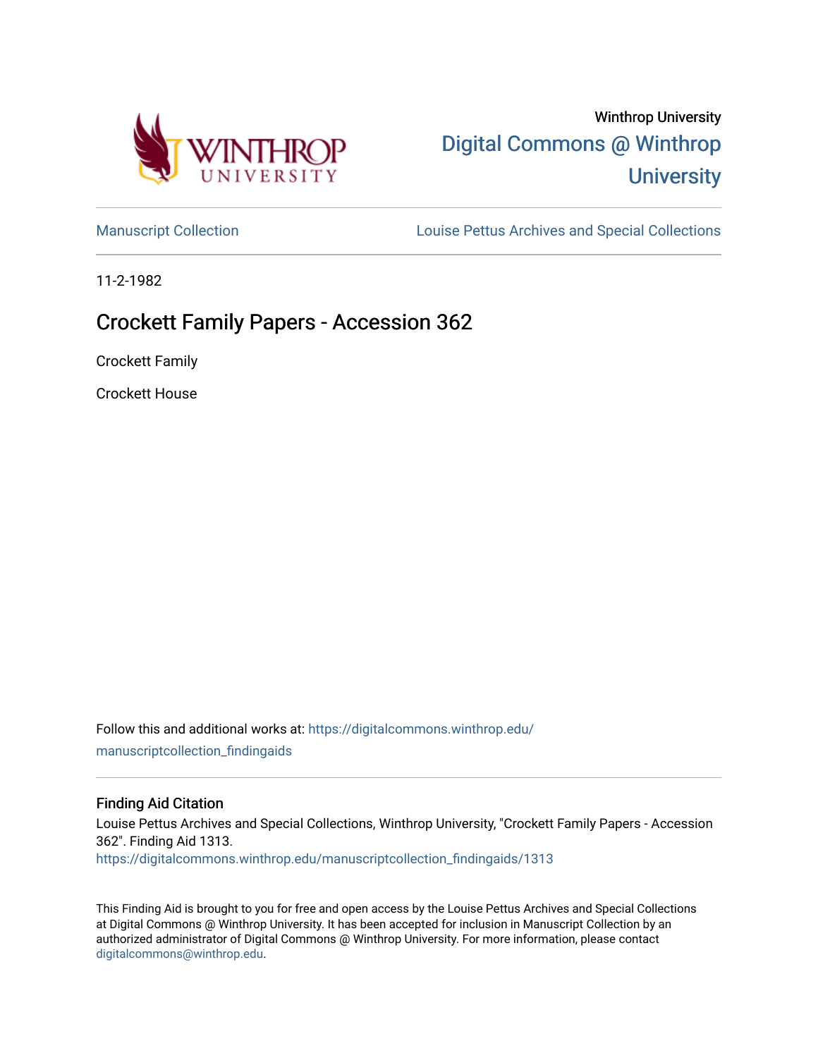Winthrop University

Digital Commons @ Winthrop University

Manuscript Collection

Louise Pettus Archives and Special Collections

11-2-1982

# Crockett Family Papers - Accession 362

Crockett Family

Crockett House

Follow this and additional works at: https://digitalcommons.winthrop.edu/manuscriptcollection_findingaids

### Finding Aid Citation

Louise Pettus Archives and Special Collections, Winthrop University, "Crockett Family Papers - Accession 362". Finding Aid 1313.
https://digitalcommons.winthrop.edu/manuscriptcollection_findingaids/1313

This Finding Aid is brought to you for free and open access by the Louise Pettus Archives and Special Collections at Digital Commons @ Winthrop University. It has been accepted for inclusion in Manuscript Collection by an authorized administrator of Digital Commons @ Winthrop University. For more information, please contact digitalcommons@winthrop.edu.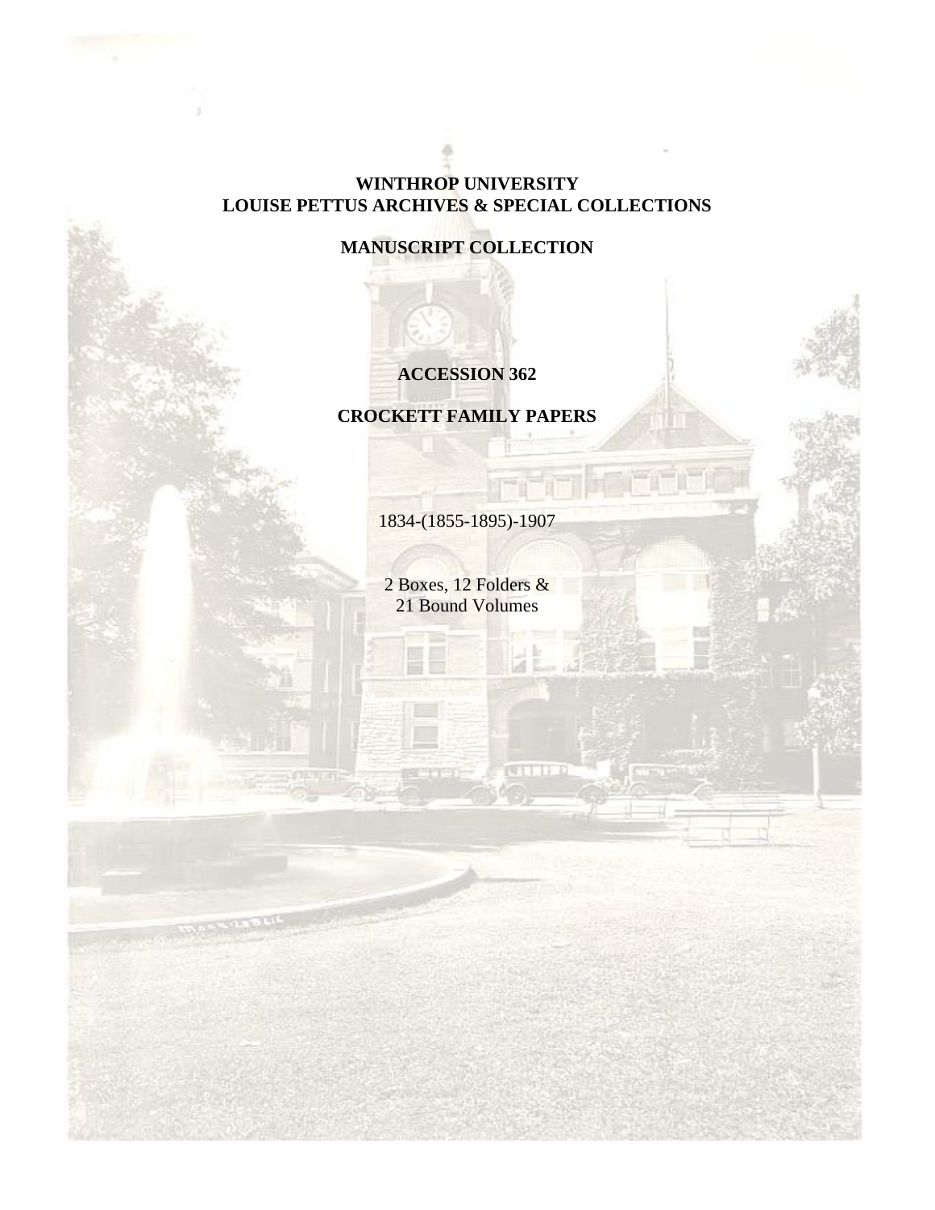**WINTHROP UNIVERSITY**
**LOUISE PETTUS ARCHIVES & SPECIAL COLLECTIONS**

**MANUSCRIPT COLLECTION**

**ACCESSION 362**

**CROCKETT FAMILY PAPERS**

1834-(1855-1895)-1907

2 Boxes, 12 Folders &
21 Bound Volumes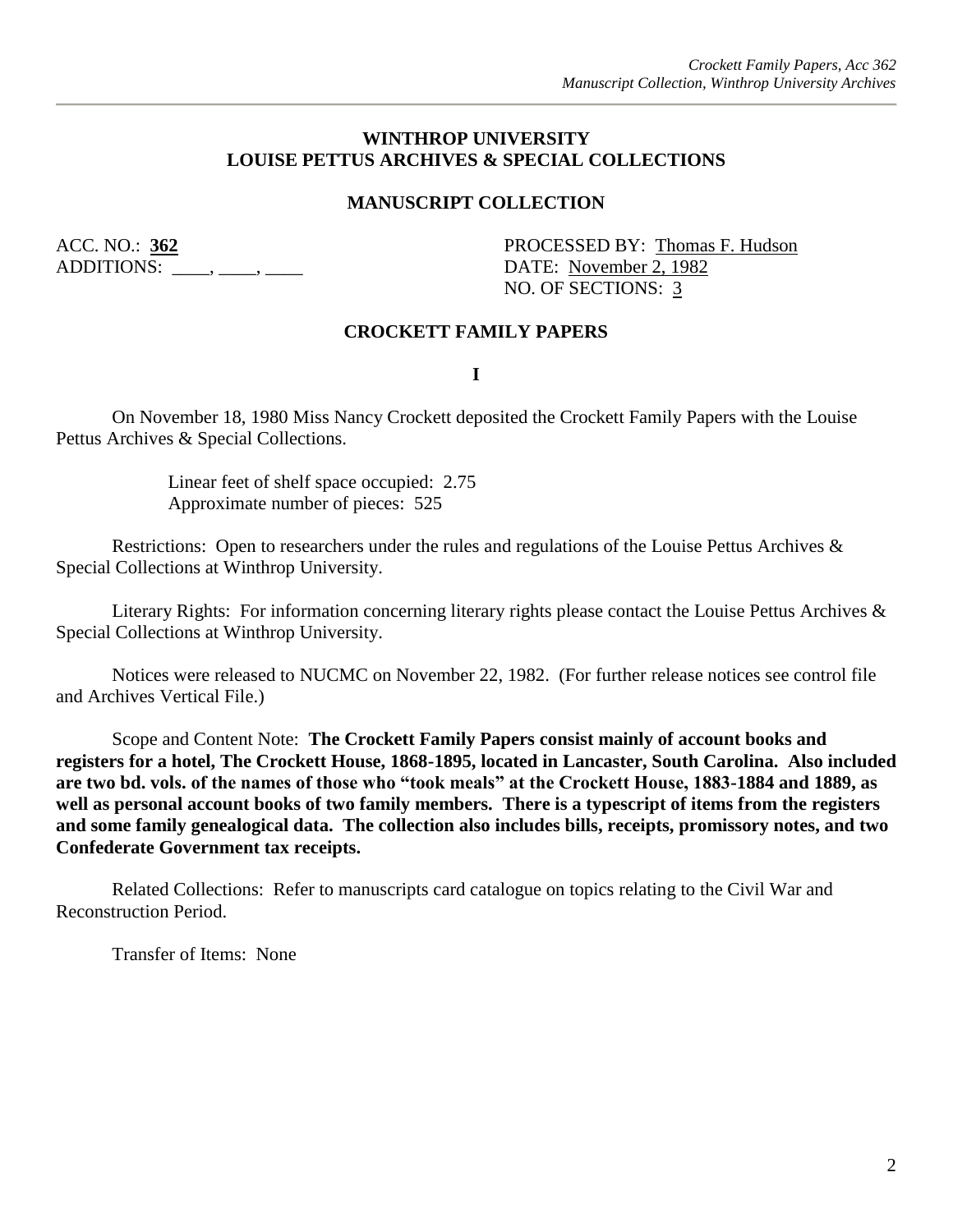## WINTHROP UNIVERSITY
## LOUISE PETTUS ARCHIVES & SPECIAL COLLECTIONS

### MANUSCRIPT COLLECTION

ACC. NO.: **362**
ADDITIONS: ____, ____, ____

PROCESSED BY: Thomas F. Hudson
DATE: November 2, 1982
NO. OF SECTIONS: 3

### CROCKETT FAMILY PAPERS

**I**

On November 18, 1980 Miss Nancy Crockett deposited the Crockett Family Papers with the Louise Pettus Archives & Special Collections.

Linear feet of shelf space occupied: 2.75
Approximate number of pieces: 525

Restrictions: Open to researchers under the rules and regulations of the Louise Pettus Archives & Special Collections at Winthrop University.

Literary Rights: For information concerning literary rights please contact the Louise Pettus Archives & Special Collections at Winthrop University.

Notices were released to NUCMC on November 22, 1982. (For further release notices see control file and Archives Vertical File.)

Scope and Content Note: **The Crockett Family Papers consist mainly of account books and registers for a hotel, The Crockett House, 1868-1895, located in Lancaster, South Carolina. Also included are two bd. vols. of the names of those who "took meals" at the Crockett House, 1883-1884 and 1889, as well as personal account books of two family members. There is a typescript of items from the registers and some family genealogical data. The collection also includes bills, receipts, promissory notes, and two Confederate Government tax receipts.**

Related Collections: Refer to manuscripts card catalogue on topics relating to the Civil War and Reconstruction Period.

Transfer of Items: None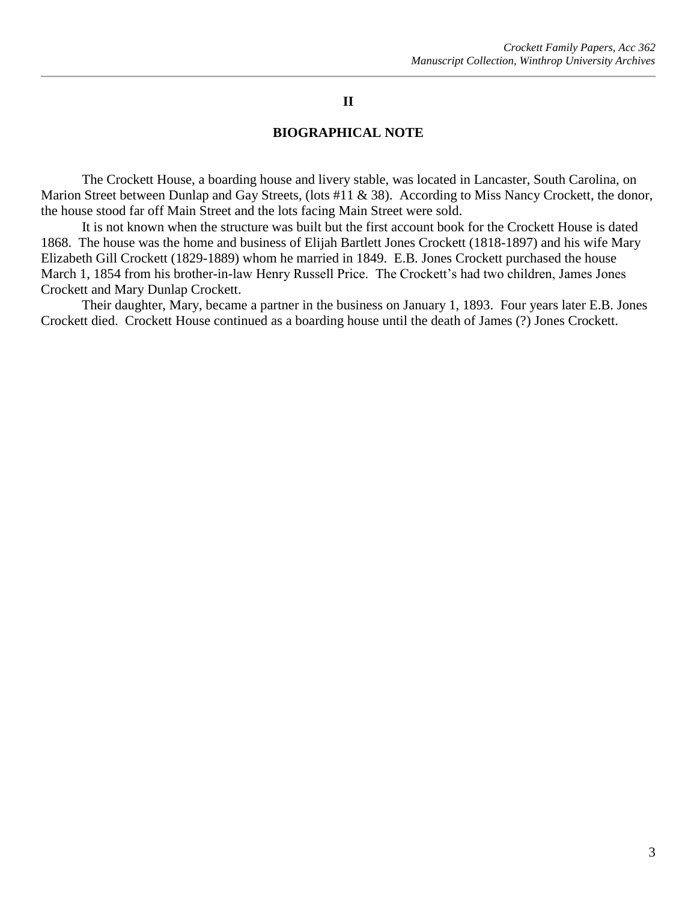## II

## BIOGRAPHICAL NOTE

The Crockett House, a boarding house and livery stable, was located in Lancaster, South Carolina, on Marion Street between Dunlap and Gay Streets, (lots #11 & 38). According to Miss Nancy Crockett, the donor, the house stood far off Main Street and the lots facing Main Street were sold.

It is not known when the structure was built but the first account book for the Crockett House is dated 1868. The house was the home and business of Elijah Bartlett Jones Crockett (1818-1897) and his wife Mary Elizabeth Gill Crockett (1829-1889) whom he married in 1849. E.B. Jones Crockett purchased the house March 1, 1854 from his brother-in-law Henry Russell Price. The Crockett's had two children, James Jones Crockett and Mary Dunlap Crockett.

Their daughter, Mary, became a partner in the business on January 1, 1893. Four years later E.B. Jones Crockett died. Crockett House continued as a boarding house until the death of James (?) Jones Crockett.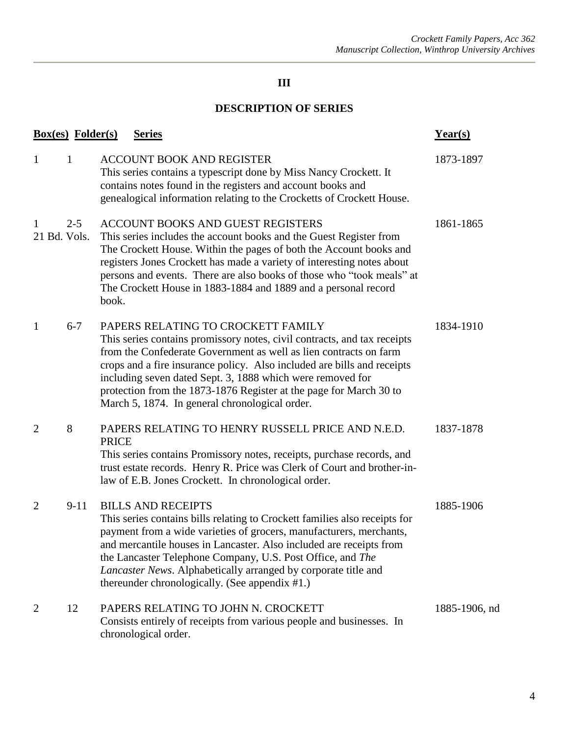## III

## DESCRIPTION OF SERIES

| Box(es) | Folder(s) | Series | Year(s) |
|---|---|---|---|
| 1 | 1 | ACCOUNT BOOK AND REGISTER<br>This series contains a typescript done by Miss Nancy Crockett. It contains notes found in the registers and account books and genealogical information relating to the Crocketts of Crockett House. | 1873-1897 |
| 1<br>21 Bd. Vols. | 2-5 | ACCOUNT BOOKS AND GUEST REGISTERS<br>This series includes the account books and the Guest Register from The Crockett House. Within the pages of both the Account books and registers Jones Crockett has made a variety of interesting notes about persons and events. There are also books of those who "took meals" at The Crockett House in 1883-1884 and 1889 and a personal record book. | 1861-1865 |
| 1 | 6-7 | PAPERS RELATING TO CROCKETT FAMILY<br>This series contains promissory notes, civil contracts, and tax receipts from the Confederate Government as well as lien contracts on farm crops and a fire insurance policy. Also included are bills and receipts including seven dated Sept. 3, 1888 which were removed for protection from the 1873-1876 Register at the page for March 30 to March 5, 1874. In general chronological order. | 1834-1910 |
| 2 | 8 | PAPERS RELATING TO HENRY RUSSELL PRICE AND N.E.D. PRICE<br>This series contains Promissory notes, receipts, purchase records, and trust estate records. Henry R. Price was Clerk of Court and brother-in-law of E.B. Jones Crockett. In chronological order. | 1837-1878 |
| 2 | 9-11 | BILLS AND RECEIPTS<br>This series contains bills relating to Crockett families also receipts for payment from a wide varieties of grocers, manufacturers, merchants, and mercantile houses in Lancaster. Also included are receipts from the Lancaster Telephone Company, U.S. Post Office, and *The Lancaster News*. Alphabetically arranged by corporate title and thereunder chronologically. (See appendix #1.) | 1885-1906 |
| 2 | 12 | PAPERS RELATING TO JOHN N. CROCKETT<br>Consists entirely of receipts from various people and businesses. In chronological order. | 1885-1906, nd |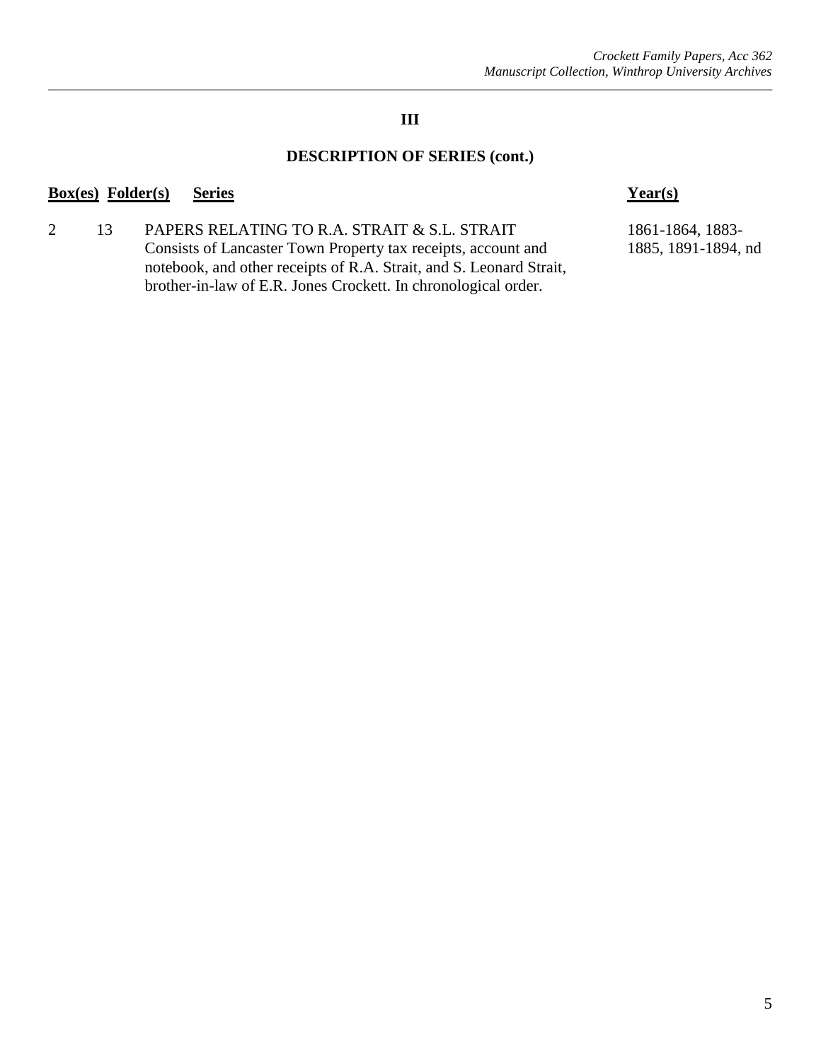## III

## DESCRIPTION OF SERIES (cont.)

| Box(es) | Folder(s) | Series | Year(s) |
|---|---|---|---|
| 2 | 13 | PAPERS RELATING TO R.A. STRAIT & S.L. STRAIT<br>Consists of Lancaster Town Property tax receipts, account and notebook, and other receipts of R.A. Strait, and S. Leonard Strait, brother-in-law of E.R. Jones Crockett. In chronological order. | 1861-1864, 1883-1885, 1891-1894, nd |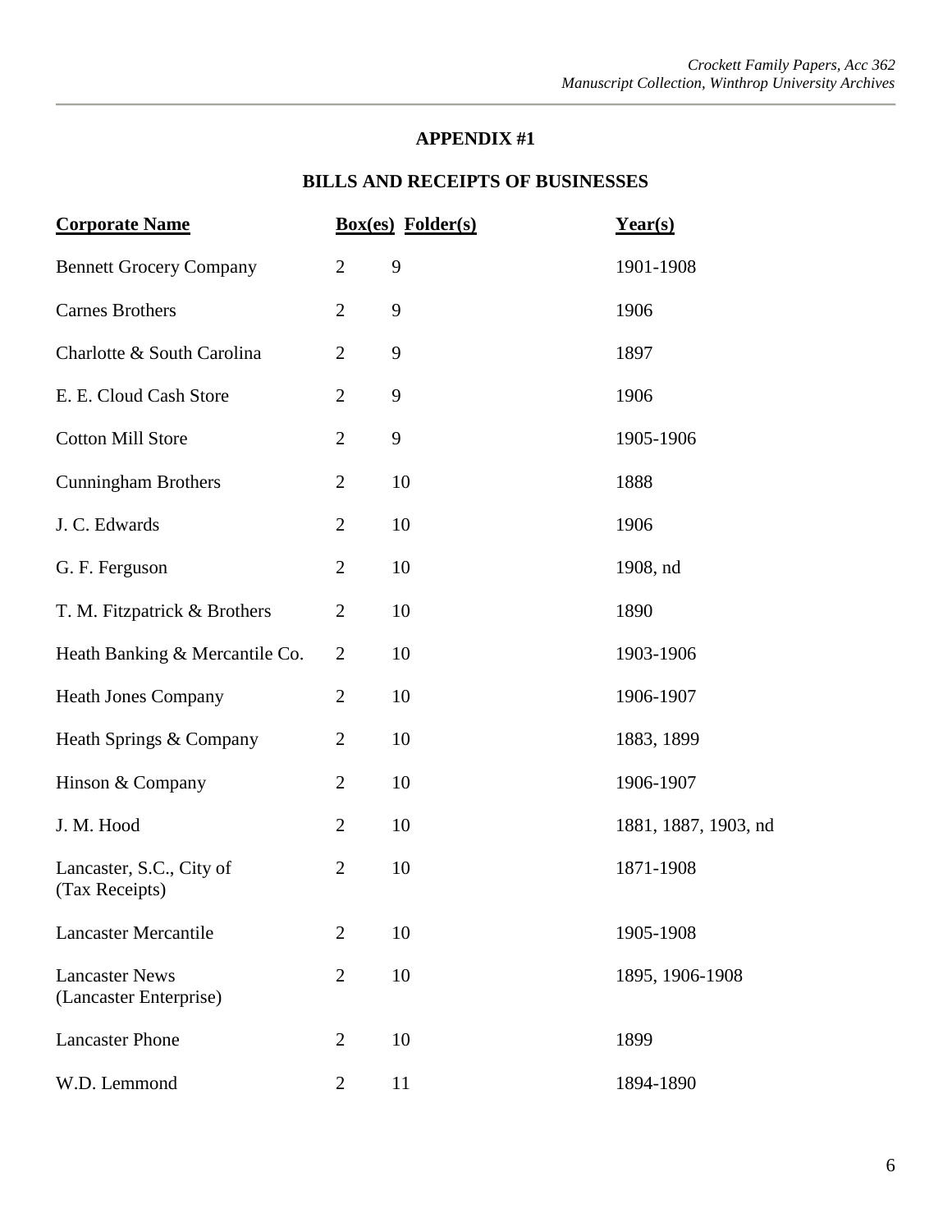## APPENDIX #1

## BILLS AND RECEIPTS OF BUSINESSES

| Corporate Name | Box(es) | Folder(s) | Year(s) |
|---|---|---|---|
| Bennett Grocery Company | 2 | 9 | 1901-1908 |
| Carnes Brothers | 2 | 9 | 1906 |
| Charlotte & South Carolina | 2 | 9 | 1897 |
| E. E. Cloud Cash Store | 2 | 9 | 1906 |
| Cotton Mill Store | 2 | 9 | 1905-1906 |
| Cunningham Brothers | 2 | 10 | 1888 |
| J. C. Edwards | 2 | 10 | 1906 |
| G. F. Ferguson | 2 | 10 | 1908, nd |
| T. M. Fitzpatrick & Brothers | 2 | 10 | 1890 |
| Heath Banking & Mercantile Co. | 2 | 10 | 1903-1906 |
| Heath Jones Company | 2 | 10 | 1906-1907 |
| Heath Springs & Company | 2 | 10 | 1883, 1899 |
| Hinson & Company | 2 | 10 | 1906-1907 |
| J. M. Hood | 2 | 10 | 1881, 1887, 1903, nd |
| Lancaster, S.C., City of (Tax Receipts) | 2 | 10 | 1871-1908 |
| Lancaster Mercantile | 2 | 10 | 1905-1908 |
| Lancaster News (Lancaster Enterprise) | 2 | 10 | 1895, 1906-1908 |
| Lancaster Phone | 2 | 10 | 1899 |
| W.D. Lemmond | 2 | 11 | 1894-1890 |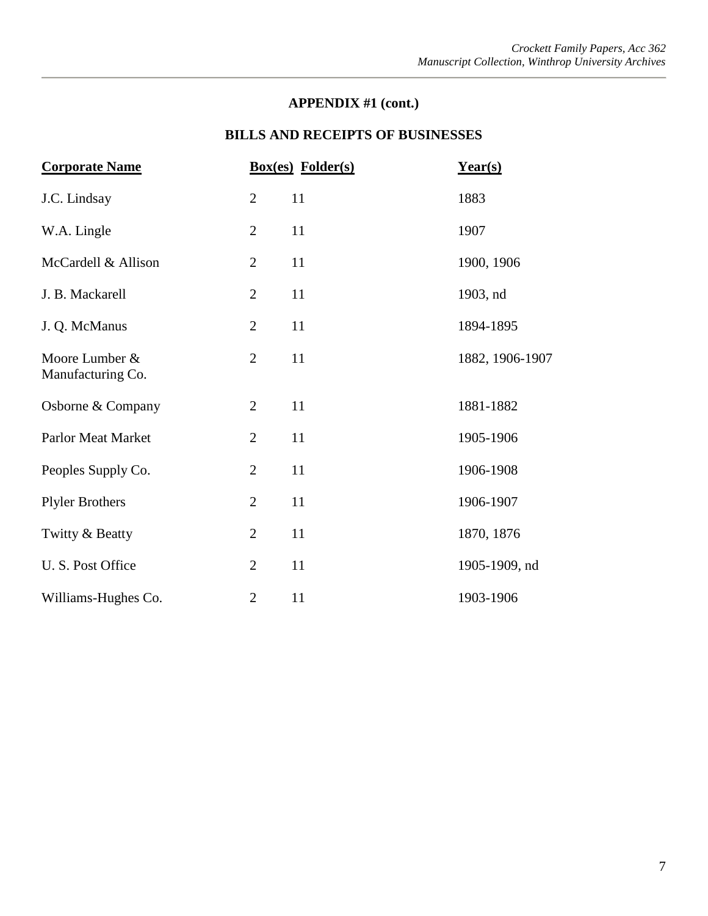## APPENDIX #1 (cont.)

### BILLS AND RECEIPTS OF BUSINESSES

| Corporate Name | Box(es) | Folder(s) | Year(s) |
| --- | --- | --- | --- |
| J.C. Lindsay | 2 | 11 | 1883 |
| W.A. Lingle | 2 | 11 | 1907 |
| McCardell & Allison | 2 | 11 | 1900, 1906 |
| J. B. Mackarell | 2 | 11 | 1903, nd |
| J. Q. McManus | 2 | 11 | 1894-1895 |
| Moore Lumber & Manufacturing Co. | 2 | 11 | 1882, 1906-1907 |
| Osborne & Company | 2 | 11 | 1881-1882 |
| Parlor Meat Market | 2 | 11 | 1905-1906 |
| Peoples Supply Co. | 2 | 11 | 1906-1908 |
| Plyler Brothers | 2 | 11 | 1906-1907 |
| Twitty & Beatty | 2 | 11 | 1870, 1876 |
| U. S. Post Office | 2 | 11 | 1905-1909, nd |
| Williams-Hughes Co. | 2 | 11 | 1903-1906 |